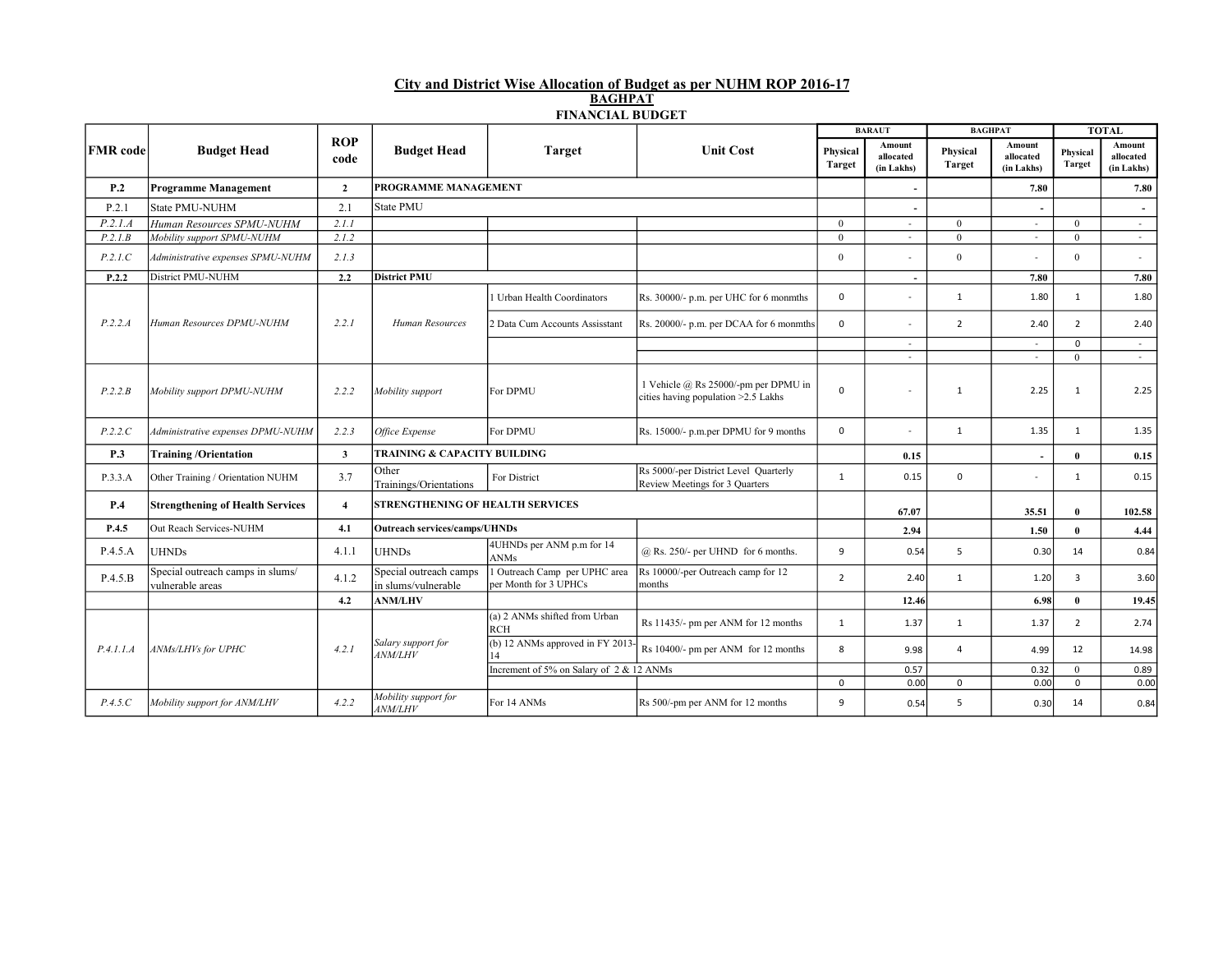## City and District Wise Allocation of Budget as per NUHM ROP 2016-17

### BAGHPAT

### FINANCIAL BUDGET

| FMR code | Budget Head | ROP code | Budget Head | Target | Unit Cost | BARAUT | | BAGHPAT | | TOTAL | |
|---|---|---|---|---|---|---|---|---|---|---|---|
| | | | | | | Physical Target | Amount allocated (in Lakhs) | Physical Target | Amount allocated (in Lakhs) | Physical Target | Amount allocated (in Lakhs) |
| **P.2** | **Programme Management** | **2** | **PROGRAMME MANAGEMENT** | | | | **-** | | **7.80** | | **7.80** |
| P.2.1 | State PMU-NUHM | 2.1 | State PMU | | | | - | | - | | - |
| *P.2.1.A* | *Human Resources SPMU-NUHM* | *2.1.1* | | | | 0 | - | 0 | - | 0 | - |
| *P.2.1.B* | *Mobility support SPMU-NUHM* | *2.1.2* | | | | 0 | - | 0 | - | 0 | - |
| *P.2.1.C* | *Administrative expenses SPMU-NUHM* | *2.1.3* | | | | 0 | - | 0 | - | 0 | - |
| **P.2.2** | District PMU-NUHM | **2.2** | **District PMU** | | | | **-** | | **7.80** | | **7.80** |
| *P.2.2.A* | *Human Resources DPMU-NUHM* | *2.2.1* | *Human Resources* | 1 Urban Health Coordinators | Rs. 30000/- p.m. per UHC for 6 monmths | 0 | - | 1 | 1.80 | 1 | 1.80 |
| | | | | 2 Data Cum Accounts Assisstant | Rs. 20000/- p.m. per DCAA for 6 monmths | 0 | - | 2 | 2.40 | 2 | 2.40 |
| | | | | | | | - | | - | 0 | - |
| | | | | | | | - | | - | 0 | - |
| *P.2.2.B* | *Mobility support DPMU-NUHM* | *2.2.2* | *Mobility support* | For DPMU | 1 Vehicle @ Rs 25000/-pm per DPMU in cities having population >2.5 Lakhs | 0 | - | 1 | 2.25 | 1 | 2.25 |
| *P.2.2.C* | *Administrative expenses DPMU-NUHM* | *2.2.3* | *Office Expense* | For DPMU | Rs. 15000/- p.m.per DPMU for 9 months | 0 | - | 1 | 1.35 | 1 | 1.35 |
| **P.3** | **Training /Orientation** | **3** | **TRAINING & CAPACITY BUILDING** | | | | **0.15** | | **-** | **0** | **0.15** |
| P.3.3.A | Other Training / Orientation NUHM | 3.7 | Other Trainings/Orientations | For District | Rs 5000/-per District Level Quarterly Review Meetings for 3 Quarters | 1 | 0.15 | 0 | - | 1 | 0.15 |
| **P.4** | **Strengthening of Health Services** | **4** | **STRENGTHENING OF HEALTH SERVICES** | | | | **67.07** | | **35.51** | **0** | **102.58** |
| **P.4.5** | Out Reach Services-NUHM | **4.1** | **Outreach services/camps/UHNDs** | | | | **2.94** | | **1.50** | **0** | **4.44** |
| P.4.5.A | UHNDs | 4.1.1 | UHNDs | 4UHNDs per ANM p.m for 14 ANMs | @ Rs. 250/- per UHND for 6 months. | 9 | 0.54 | 5 | 0.30 | 14 | 0.84 |
| P.4.5.B | Special outreach camps in slums/ vulnerable areas | 4.1.2 | Special outreach camps in slums/vulnerable | 1 Outreach Camp per UPHC area per Month for 3 UPHCs | Rs 10000/-per Outreach camp for 12 months | 2 | 2.40 | 1 | 1.20 | 3 | 3.60 |
| | | **4.2** | **ANM/LHV** | | | | **12.46** | | **6.98** | **0** | **19.45** |
| *P.4.1.1.A* | *ANMs/LHVs for UPHC* | *4.2.1* | *Salary support for ANM/LHV* | (a) 2 ANMs shifted from Urban RCH | Rs 11435/- pm per ANM for 12 months | 1 | 1.37 | 1 | 1.37 | 2 | 2.74 |
| | | | | (b) 12 ANMs approved in FY 2013-14 | Rs 10400/- pm per ANM for 12 months | 8 | 9.98 | 4 | 4.99 | 12 | 14.98 |
| | | | | Increment of 5% on Salary of 2 & 12 ANMs | | | 0.57 | | 0.32 | 0 | 0.89 |
| | | | | | | 0 | 0.00 | 0 | 0.00 | 0 | 0.00 |
| *P.4.5.C* | *Mobility support for ANM/LHV* | *4.2.2* | *Mobility support for ANM/LHV* | For 14 ANMs | Rs 500/-pm per ANM for 12 months | 9 | 0.54 | 5 | 0.30 | 14 | 0.84 |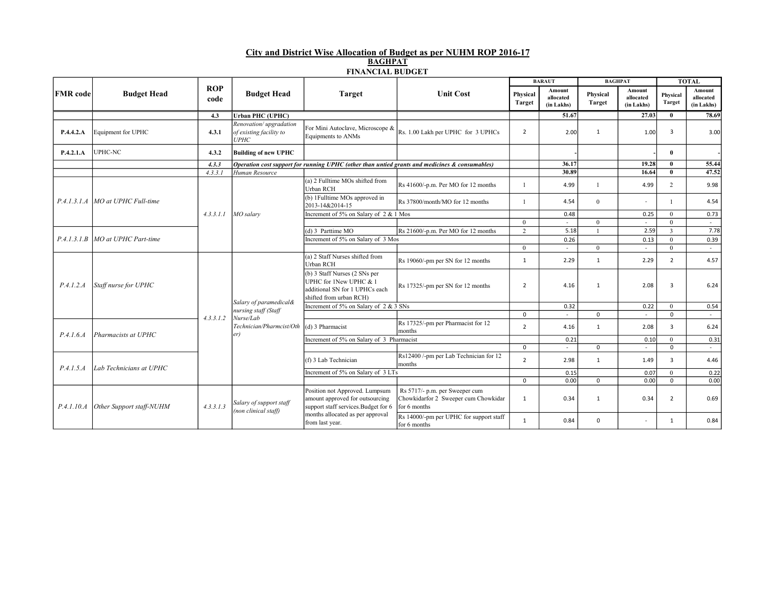## City and District Wise Allocation of Budget as per NUHM ROP 2016-17

### BAGHPAT

### FINANCIAL BUDGET

| FMR code | Budget Head | ROP code | Budget Head | Target | Unit Cost | BARAUT | | BAGHPAT | | TOTAL | |
|---|---|---|---|---|---|---|---|---|---|---|---|
| | | | | | | Physical Target | Amount allocated (in Lakhs) | Physical Target | Amount allocated (in Lakhs) | Physical Target | Amount allocated (in Lakhs) |
| | | **4.3** | **Urban PHC (UPHC)** | | | | **51.67** | | **27.03** | **0** | **78.69** |
| **P.4.4.2.A** | Equipment for UPHC | **4.3.1** | *Renovation/ upgradation of existing facility to UPHC* | For Mini Autoclave, Microscope & Equipments to ANMs | Rs. 1.00 Lakh per UPHC for 3 UPHCs | 2 | 2.00 | 1 | 1.00 | 3 | 3.00 |
| **P.4.2.1.A** | UPHC-NC | **4.3.2** | **Building of new UPHC** | | | | - | | - | **0** | - |
| | | ***4.3.3*** | ***Operation cost support for running UPHC (other than untied grants and medicines & consumables)*** | | | | **36.17** | | **19.28** | **0** | **55.44** |
| | | *4.3.3.1* | *Human Resource* | | | | **30.89** | | **16.64** | **0** | **47.52** |
| *P.4.1.3.1.A* | *MO at UPHC Full-time* | *4.3.3.1.1* | *MO salary* | (a) 2 Fulltime MOs shifted from Urban RCH | Rs 41600/-p.m. Per MO for 12 months | 1 | 4.99 | 1 | 4.99 | 2 | 9.98 |
| | | | | (b) 1Fulltime MOs approved in 2013-14&2014-15 | Rs 37800/month/MO for 12 months | 1 | 4.54 | 0 | - | 1 | 4.54 |
| | | | | Increment of 5% on Salary of 2 & 1 Mos | | | 0.48 | | 0.25 | 0 | 0.73 |
| | | | | | | 0 | - | 0 | - | 0 | - |
| *P.4.1.3.1.B* | *MO at UPHC Part-time* | | | (d) 3 Parttime MO | Rs 21600/-p.m. Per MO for 12 months | 2 | 5.18 | 1 | 2.59 | 3 | 7.78 |
| | | | | Increment of 5% on Salary of 3 Mos | | | 0.26 | | 0.13 | 0 | 0.39 |
| | | | | | | 0 | - | 0 | - | 0 | - |
| *P.4.1.2.A* | *Staff nurse for UPHC* | *4.3.3.1.2* | *Salary of paramedical& nursing staff (Staff Nurse/Lab Technician/Pharmcist/Other)* | (a) 2 Staff Nurses shifted from Urban RCH | Rs 19060/-pm per SN for 12 months | 1 | 2.29 | 1 | 2.29 | 2 | 4.57 |
| | | | | (b) 3 Staff Nurses (2 SNs per UPHC for 1New UPHC & 1 additional SN for 1 UPHCs each shifted from urban RCH) | Rs 17325/-pm per SN for 12 months | 2 | 4.16 | 1 | 2.08 | 3 | 6.24 |
| | | | | Increment of 5% on Salary of 2 & 3 SNs | | | 0.32 | | 0.22 | 0 | 0.54 |
| | | | | | | 0 | - | 0 | - | 0 | - |
| *P.4.1.6.A* | *Pharmacists at UPHC* | | | (d) 3 Pharmacist | Rs 17325/-pm per Pharmacist for 12 months | 2 | 4.16 | 1 | 2.08 | 3 | 6.24 |
| | | | | Increment of 5% on Salary of 3 Pharmacist | | | 0.21 | | 0.10 | 0 | 0.31 |
| | | | | | | 0 | - | 0 | - | 0 | - |
| *P.4.1.5.A* | *Lab Technicians at UPHC* | | | (f) 3 Lab Technician | Rs12400 /-pm per Lab Technician for 12 months | 2 | 2.98 | 1 | 1.49 | 3 | 4.46 |
| | | | | Increment of 5% on Salary of 3 LTs | | | 0.15 | | 0.07 | 0 | 0.22 |
| | | | | | | 0 | 0.00 | 0 | 0.00 | 0 | 0.00 |
| *P.4.1.10.A* | *Other Support staff-NUHM* | *4.3.3.1.3* | *Salary of support staff (non clinical staff)* | Position not Approved. Lumpsum amount approved for outsourcing support staff services.Budget for 6 months allocated as per approval from last year. | Rs 5717/- p.m. per Sweeper cum Chowkidarfor 2 Sweeper cum Chowkidar for 6 months | 1 | 0.34 | 1 | 0.34 | 2 | 0.69 |
| | | | | | Rs 14000/-pm per UPHC for support staff for 6 months | 1 | 0.84 | 0 | - | 1 | 0.84 |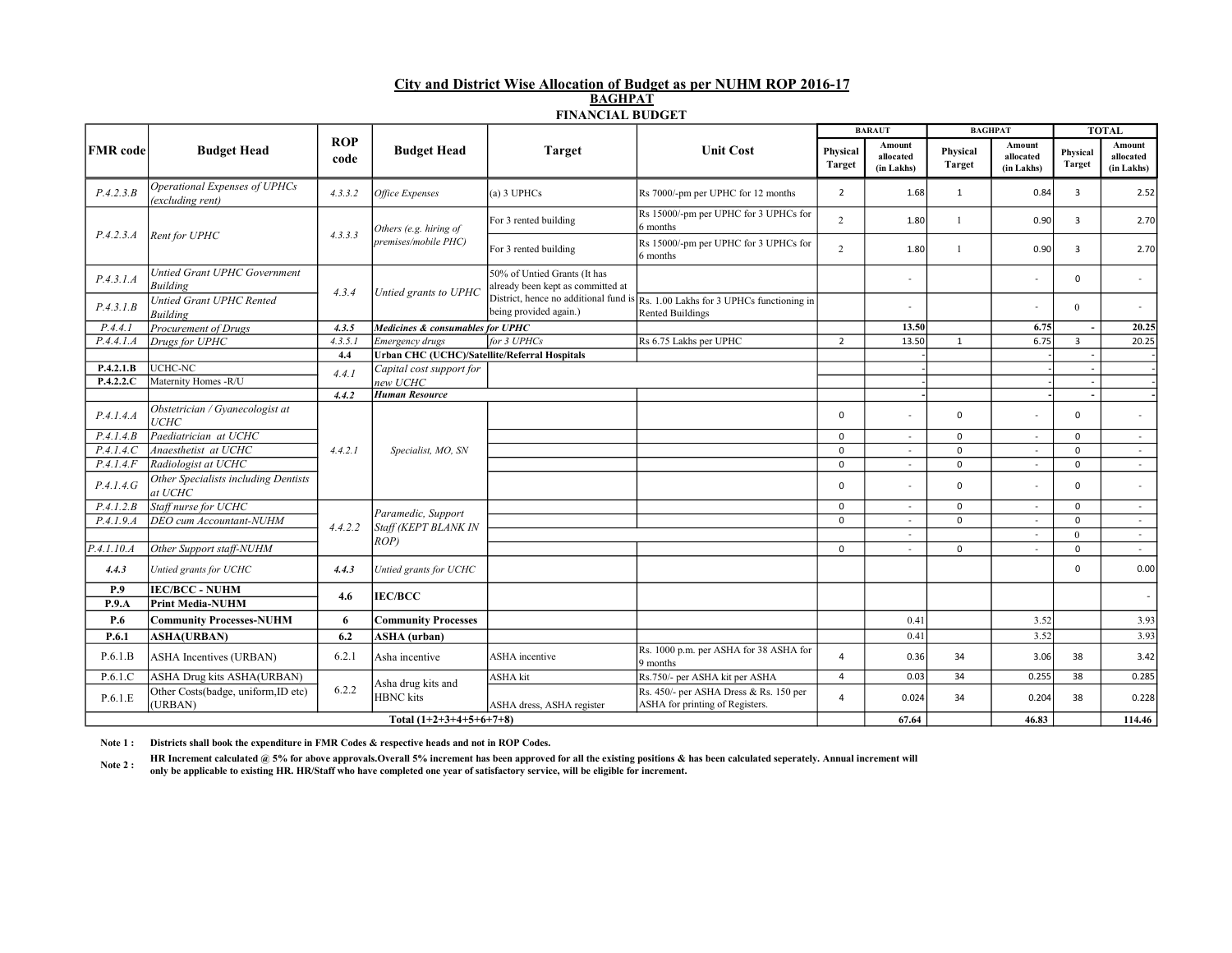## City and District Wise Allocation of Budget as per NUHM ROP 2016-17

### BAGHPAT

### FINANCIAL BUDGET

| FMR code | Budget Head | ROP code | Budget Head | Target | Unit Cost | BARAUT | | BAGHPAT | | TOTAL | |
|---|---|---|---|---|---|---|---|---|---|---|---|
| | | | | | | Physical Target | Amount allocated (in Lakhs) | Physical Target | Amount allocated (in Lakhs) | Physical Target | Amount allocated (in Lakhs) |
| P.4.2.3.B | Operational Expenses of UPHCs (excluding rent) | 4.3.3.2 | Office Expenses | (a) 3 UPHCs | Rs 7000/-pm per UPHC for 12 months | 2 | 1.68 | 1 | 0.84 | 3 | 2.52 |
| P.4.2.3.A | Rent for UPHC | 4.3.3.3 | Others (e.g. hiring of premises/mobile PHC) | For 3 rented building | Rs 15000/-pm per UPHC for 3 UPHCs for 6 months | 2 | 1.80 | 1 | 0.90 | 3 | 2.70 |
| | | | | For 3 rented building | Rs 15000/-pm per UPHC for 3 UPHCs for 6 months | 2 | 1.80 | 1 | 0.90 | 3 | 2.70 |
| P.4.3.1.A | Untied Grant UPHC Government Building | 4.3.4 | Untied grants to UPHC | 50% of Untied Grants (It has already been kept as committed at District, hence no additional fund is being provided again.) | | | - | | - | 0 | - |
| P.4.3.1.B | Untied Grant UPHC Rented Building | | | | Rs. 1.00 Lakhs for 3 UPHCs functioning in Rented Buildings | | - | | - | 0 | - |
| P.4.4.1 | Procurement of Drugs | **4.3.5** | **Medicines & consumables for UPHC** | | | | **13.50** | | **6.75** | **-** | **20.25** |
| P.4.4.1.A | Drugs for UPHC | 4.3.5.1 | Emergency drugs | for 3 UPHCs | Rs 6.75 Lakhs per UPHC | 2 | 13.50 | 1 | 6.75 | 3 | 20.25 |
| | | **4.4** | **Urban CHC (UCHC)/Satellite/Referral Hospitals** | | | | - | | - | - | - |
| **P.4.2.1.B** | UCHC-NC | 4.4.1 | Capital cost support for new UCHC | | | | - | | - | - | - |
| **P.4.2.2.C** | Maternity Homes -R/U | | | | | | - | | - | - | - |
| | | **4.4.2** | **Human Resource** | | | | **-** | | **-** | **-** | **-** |
| P.4.1.4.A | Obstetrician / Gyanecologist at UCHC | 4.4.2.1 | Specialist, MO, SN | | | 0 | - | 0 | - | 0 | - |
| P.4.1.4.B | Paediatrician at UCHC | | | | | 0 | - | 0 | - | 0 | - |
| P.4.1.4.C | Anaesthetist at UCHC | | | | | 0 | - | 0 | - | 0 | - |
| P.4.1.4.F | Radiologist at UCHC | | | | | 0 | - | 0 | - | 0 | - |
| P.4.1.4.G | Other Specialists including Dentists at UCHC | | | | | 0 | - | 0 | - | 0 | - |
| P.4.1.2.B | Staff nurse for UCHC | 4.4.2.2 | Paramedic, Support Staff (KEPT BLANK IN ROP) | | | 0 | - | 0 | - | 0 | - |
| P.4.1.9.A | DEO cum Accountant-NUHM | | | | | 0 | - | 0 | - | 0 | - |
| | | | | | | | - | | - | 0 | - |
| P.4.1.10.A | Other Support staff-NUHM | | | | | 0 | - | 0 | - | 0 | - |
| 4.4.3 | Untied grants for UCHC | 4.4.3 | Untied grants for UCHC | | | | | | | 0 | 0.00 |
| **P.9** | **IEC/BCC - NUHM** | **4.6** | **IEC/BCC** | | | | | | | | - |
| **P.9.A** | **Print Media-NUHM** | | | | | | | | | | |
| **P.6** | **Community Processes-NUHM** | **6** | **Community Processes** | | | | 0.41 | | 3.52 | | 3.93 |
| **P.6.1** | **ASHA(URBAN)** | **6.2** | **ASHA (urban)** | | | | 0.41 | | 3.52 | | 3.93 |
| P.6.1.B | ASHA Incentives (URBAN) | 6.2.1 | Asha incentive | ASHA incentive | Rs. 1000 p.m. per ASHA for 38 ASHA for 9 months | 4 | 0.36 | 34 | 3.06 | 38 | 3.42 |
| P.6.1.C | ASHA Drug kits ASHA(URBAN) | 6.2.2 | Asha drug kits and HBNC kits | ASHA kit | Rs.750/- per ASHA kit per ASHA | 4 | 0.03 | 34 | 0.255 | 38 | 0.285 |
| P.6.1.E | Other Costs(badge, uniform,ID etc) (URBAN) | | | ASHA dress, ASHA register | Rs. 450/- per ASHA Dress & Rs. 150 per ASHA for printing of Registers. | 4 | 0.024 | 34 | 0.204 | 38 | 0.228 |
| | | | **Total (1+2+3+4+5+6+7+8)** | | | | **67.64** | | **46.83** | | **114.46** |

**Note 1 :** **Districts shall book the expenditure in FMR Codes & respective heads and not in ROP Codes.**

**Note 2 :** **HR Increment calculated @ 5% for above approvals.Overall 5% increment has been approved for all the existing positions & has been calculated seperately. Annual increment will only be applicable to existing HR. HR/Staff who have completed one year of satisfactory service, will be eligible for increment.**